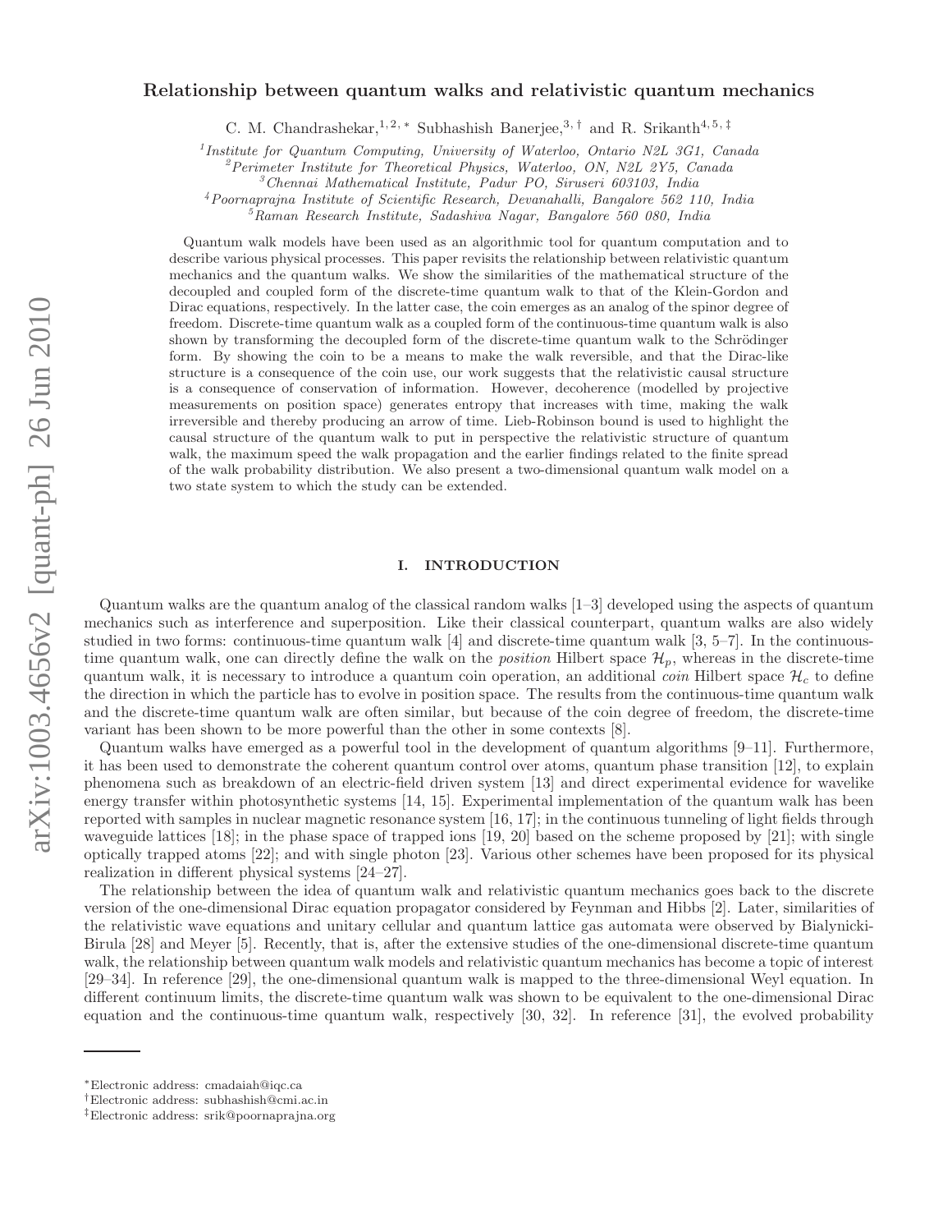# Relationship between quantum walks and relativistic quantum mechanics

C. M. Chandrashekar,[1,2,*] Subhashish Banerjee,[3,†] and R. Srikanth[4,5,‡]

[1] *Institute for Quantum Computing, University of Waterloo, Ontario N2L 3G1, Canada*
[2] *Perimeter Institute for Theoretical Physics, Waterloo, ON, N2L 2Y5, Canada*
[3] *Chennai Mathematical Institute, Padur PO, Siruseri 603103, India*
[4] *Poornaprajna Institute of Scientific Research, Devanahalli, Bangalore 562 110, India*
[5] *Raman Research Institute, Sadashiva Nagar, Bangalore 560 080, India*

Quantum walk models have been used as an algorithmic tool for quantum computation and to describe various physical processes. This paper revisits the relationship between relativistic quantum mechanics and the quantum walks. We show the similarities of the mathematical structure of the decoupled and coupled form of the discrete-time quantum walk to that of the Klein-Gordon and Dirac equations, respectively. In the latter case, the coin emerges as an analog of the spinor degree of freedom. Discrete-time quantum walk as a coupled form of the continuous-time quantum walk is also shown by transforming the decoupled form of the discrete-time quantum walk to the Schrödinger form. By showing the coin to be a means to make the walk reversible, and that the Dirac-like structure is a consequence of the coin use, our work suggests that the relativistic causal structure is a consequence of conservation of information. However, decoherence (modelled by projective measurements on position space) generates entropy that increases with time, making the walk irreversible and thereby producing an arrow of time. Lieb-Robinson bound is used to highlight the causal structure of the quantum walk to put in perspective the relativistic structure of quantum walk, the maximum speed the walk propagation and the earlier findings related to the finite spread of the walk probability distribution. We also present a two-dimensional quantum walk model on a two state system to which the study can be extended.

## I. INTRODUCTION

Quantum walks are the quantum analog of the classical random walks [1–3] developed using the aspects of quantum mechanics such as interference and superposition. Like their classical counterpart, quantum walks are also widely studied in two forms: continuous-time quantum walk [4] and discrete-time quantum walk [3, 5–7]. In the continuous-time quantum walk, one can directly define the walk on the *position* Hilbert space $\mathcal{H}_p$, whereas in the discrete-time quantum walk, it is necessary to introduce a quantum coin operation, an additional *coin* Hilbert space $\mathcal{H}_c$ to define the direction in which the particle has to evolve in position space. The results from the continuous-time quantum walk and the discrete-time quantum walk are often similar, but because of the coin degree of freedom, the discrete-time variant has been shown to be more powerful than the other in some contexts [8].

Quantum walks have emerged as a powerful tool in the development of quantum algorithms [9–11]. Furthermore, it has been used to demonstrate the coherent quantum control over atoms, quantum phase transition [12], to explain phenomena such as breakdown of an electric-field driven system [13] and direct experimental evidence for wavelike energy transfer within photosynthetic systems [14, 15]. Experimental implementation of the quantum walk has been reported with samples in nuclear magnetic resonance system [16, 17]; in the continuous tunneling of light fields through waveguide lattices [18]; in the phase space of trapped ions [19, 20] based on the scheme proposed by [21]; with single optically trapped atoms [22]; and with single photon [23]. Various other schemes have been proposed for its physical realization in different physical systems [24–27].

The relationship between the idea of quantum walk and relativistic quantum mechanics goes back to the discrete version of the one-dimensional Dirac equation propagator considered by Feynman and Hibbs [2]. Later, similarities of the relativistic wave equations and unitary cellular and quantum lattice gas automata were observed by Bialynicki-Birula [28] and Meyer [5]. Recently, that is, after the extensive studies of the one-dimensional discrete-time quantum walk, the relationship between quantum walk models and relativistic quantum mechanics has become a topic of interest [29–34]. In reference [29], the one-dimensional quantum walk is mapped to the three-dimensional Weyl equation. In different continuum limits, the discrete-time quantum walk was shown to be equivalent to the one-dimensional Dirac equation and the continuous-time quantum walk, respectively [30, 32]. In reference [31], the evolved probability

*Electronic address: cmadaiah@iqc.ca
†Electronic address: subhashish@cmi.ac.in
‡Electronic address: srik@poornaprajna.org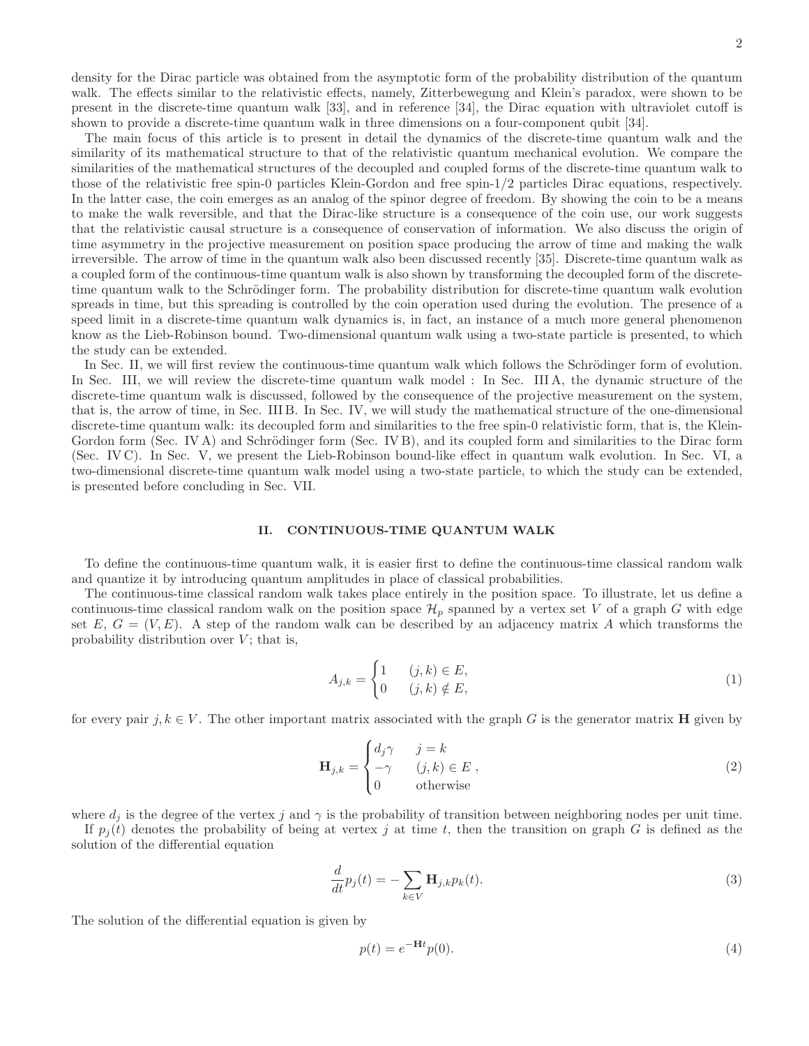density for the Dirac particle was obtained from the asymptotic form of the probability distribution of the quantum walk. The effects similar to the relativistic effects, namely, Zitterbewegung and Klein's paradox, were shown to be present in the discrete-time quantum walk [33], and in reference [34], the Dirac equation with ultraviolet cutoff is shown to provide a discrete-time quantum walk in three dimensions on a four-component qubit [34].

The main focus of this article is to present in detail the dynamics of the discrete-time quantum walk and the similarity of its mathematical structure to that of the relativistic quantum mechanical evolution. We compare the similarities of the mathematical structures of the decoupled and coupled forms of the discrete-time quantum walk to those of the relativistic free spin-0 particles Klein-Gordon and free spin-1/2 particles Dirac equations, respectively. In the latter case, the coin emerges as an analog of the spinor degree of freedom. By showing the coin to be a means to make the walk reversible, and that the Dirac-like structure is a consequence of the coin use, our work suggests that the relativistic causal structure is a consequence of conservation of information. We also discuss the origin of time asymmetry in the projective measurement on position space producing the arrow of time and making the walk irreversible. The arrow of time in the quantum walk also been discussed recently [35]. Discrete-time quantum walk as a coupled form of the continuous-time quantum walk is also shown by transforming the decoupled form of the discrete-time quantum walk to the Schrödinger form. The probability distribution for discrete-time quantum walk evolution spreads in time, but this spreading is controlled by the coin operation used during the evolution. The presence of a speed limit in a discrete-time quantum walk dynamics is, in fact, an instance of a much more general phenomenon know as the Lieb-Robinson bound. Two-dimensional quantum walk using a two-state particle is presented, to which the study can be extended.

In Sec. II, we will first review the continuous-time quantum walk which follows the Schrödinger form of evolution. In Sec. III, we will review the discrete-time quantum walk model : In Sec. III A, the dynamic structure of the discrete-time quantum walk is discussed, followed by the consequence of the projective measurement on the system, that is, the arrow of time, in Sec. III B. In Sec. IV, we will study the mathematical structure of the one-dimensional discrete-time quantum walk: its decoupled form and similarities to the free spin-0 relativistic form, that is, the Klein-Gordon form (Sec. IV A) and Schrödinger form (Sec. IV B), and its coupled form and similarities to the Dirac form (Sec. IV C). In Sec. V, we present the Lieb-Robinson bound-like effect in quantum walk evolution. In Sec. VI, a two-dimensional discrete-time quantum walk model using a two-state particle, to which the study can be extended, is presented before concluding in Sec. VII.

## II. CONTINUOUS-TIME QUANTUM WALK

To define the continuous-time quantum walk, it is easier first to define the continuous-time classical random walk and quantize it by introducing quantum amplitudes in place of classical probabilities.

The continuous-time classical random walk takes place entirely in the position space. To illustrate, let us define a continuous-time classical random walk on the position space $\mathcal{H}_p$ spanned by a vertex set $V$ of a graph $G$ with edge set $E$, $G = (V, E)$. A step of the random walk can be described by an adjacency matrix $A$ which transforms the probability distribution over $V$; that is,

$$A_{j,k} = \begin{cases} 1 & (j,k) \in E, \\ 0 & (j,k) \notin E, \end{cases} \tag{1}$$

for every pair $j, k \in V$. The other important matrix associated with the graph $G$ is the generator matrix $\mathbf{H}$ given by

$$\mathbf{H}_{j,k} = \begin{cases} d_j\gamma & j = k \\ -\gamma & (j,k) \in E \\ 0 & \text{otherwise} \end{cases}, \tag{2}$$

where $d_j$ is the degree of the vertex $j$ and $\gamma$ is the probability of transition between neighboring nodes per unit time.

If $p_j(t)$ denotes the probability of being at vertex $j$ at time $t$, then the transition on graph $G$ is defined as the solution of the differential equation

$$\frac{d}{dt}p_j(t) = -\sum_{k\in V} \mathbf{H}_{j,k} p_k(t). \tag{3}$$

The solution of the differential equation is given by

$$p(t) = e^{-\mathbf{H}t} p(0). \tag{4}$$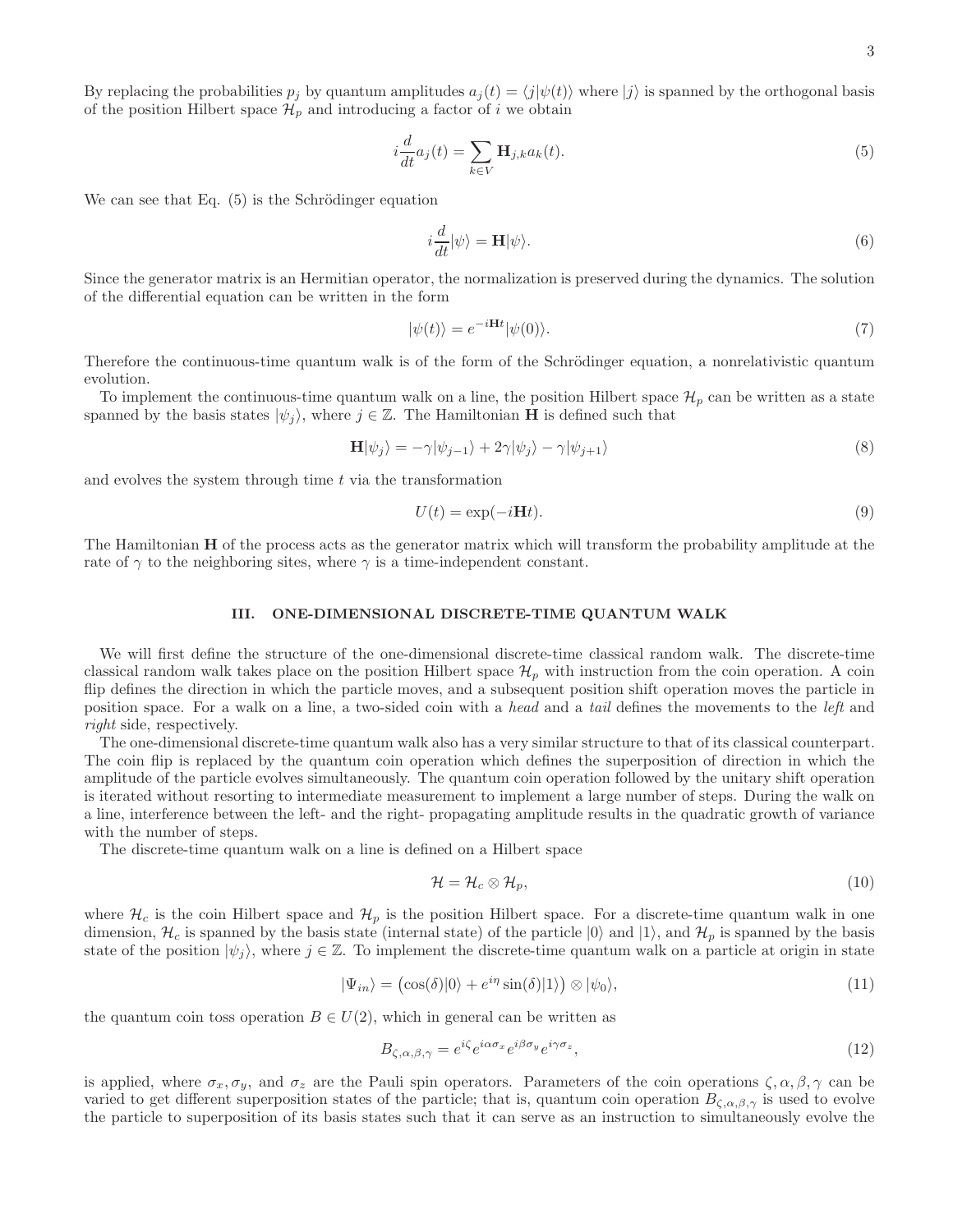By replacing the probabilities $p_j$ by quantum amplitudes $a_j(t) = \langle j|\psi(t)\rangle$ where $|j\rangle$ is spanned by the orthogonal basis of the position Hilbert space $\mathcal{H}_p$ and introducing a factor of $i$ we obtain

$$i\frac{d}{dt}a_j(t) = \sum_{k\in V} \mathbf{H}_{j,k}a_k(t). \tag{5}$$

We can see that Eq. (5) is the Schrödinger equation

$$i\frac{d}{dt}|\psi\rangle = \mathbf{H}|\psi\rangle. \tag{6}$$

Since the generator matrix is an Hermitian operator, the normalization is preserved during the dynamics. The solution of the differential equation can be written in the form

$$|\psi(t)\rangle = e^{-i\mathbf{H}t}|\psi(0)\rangle. \tag{7}$$

Therefore the continuous-time quantum walk is of the form of the Schrödinger equation, a nonrelativistic quantum evolution.

To implement the continuous-time quantum walk on a line, the position Hilbert space $\mathcal{H}_p$ can be written as a state spanned by the basis states $|\psi_j\rangle$, where $j \in \mathbb{Z}$. The Hamiltonian $\mathbf{H}$ is defined such that

$$\mathbf{H}|\psi_j\rangle = -\gamma|\psi_{j-1}\rangle + 2\gamma|\psi_j\rangle - \gamma|\psi_{j+1}\rangle \tag{8}$$

and evolves the system through time $t$ via the transformation

$$U(t) = \exp(-i\mathbf{H}t). \tag{9}$$

The Hamiltonian $\mathbf{H}$ of the process acts as the generator matrix which will transform the probability amplitude at the rate of $\gamma$ to the neighboring sites, where $\gamma$ is a time-independent constant.

## III. ONE-DIMENSIONAL DISCRETE-TIME QUANTUM WALK

We will first define the structure of the one-dimensional discrete-time classical random walk. The discrete-time classical random walk takes place on the position Hilbert space $\mathcal{H}_p$ with instruction from the coin operation. A coin flip defines the direction in which the particle moves, and a subsequent position shift operation moves the particle in position space. For a walk on a line, a two-sided coin with a *head* and a *tail* defines the movements to the *left* and *right* side, respectively.

The one-dimensional discrete-time quantum walk also has a very similar structure to that of its classical counterpart. The coin flip is replaced by the quantum coin operation which defines the superposition of direction in which the amplitude of the particle evolves simultaneously. The quantum coin operation followed by the unitary shift operation is iterated without resorting to intermediate measurement to implement a large number of steps. During the walk on a line, interference between the left- and the right- propagating amplitude results in the quadratic growth of variance with the number of steps.

The discrete-time quantum walk on a line is defined on a Hilbert space

$$\mathcal{H} = \mathcal{H}_c \otimes \mathcal{H}_p, \tag{10}$$

where $\mathcal{H}_c$ is the coin Hilbert space and $\mathcal{H}_p$ is the position Hilbert space. For a discrete-time quantum walk in one dimension, $\mathcal{H}_c$ is spanned by the basis state (internal state) of the particle $|0\rangle$ and $|1\rangle$, and $\mathcal{H}_p$ is spanned by the basis state of the position $|\psi_j\rangle$, where $j \in \mathbb{Z}$. To implement the discrete-time quantum walk on a particle at origin in state

$$|\Psi_{in}\rangle = \left(\cos(\delta)|0\rangle + e^{i\eta}\sin(\delta)|1\rangle\right) \otimes |\psi_0\rangle, \tag{11}$$

the quantum coin toss operation $B \in U(2)$, which in general can be written as

$$B_{\zeta,\alpha,\beta,\gamma} = e^{i\zeta}e^{i\alpha\sigma_x}e^{i\beta\sigma_y}e^{i\gamma\sigma_z}, \tag{12}$$

is applied, where $\sigma_x, \sigma_y$, and $\sigma_z$ are the Pauli spin operators. Parameters of the coin operations $\zeta, \alpha, \beta, \gamma$ can be varied to get different superposition states of the particle; that is, quantum coin operation $B_{\zeta,\alpha,\beta,\gamma}$ is used to evolve the particle to superposition of its basis states such that it can serve as an instruction to simultaneously evolve the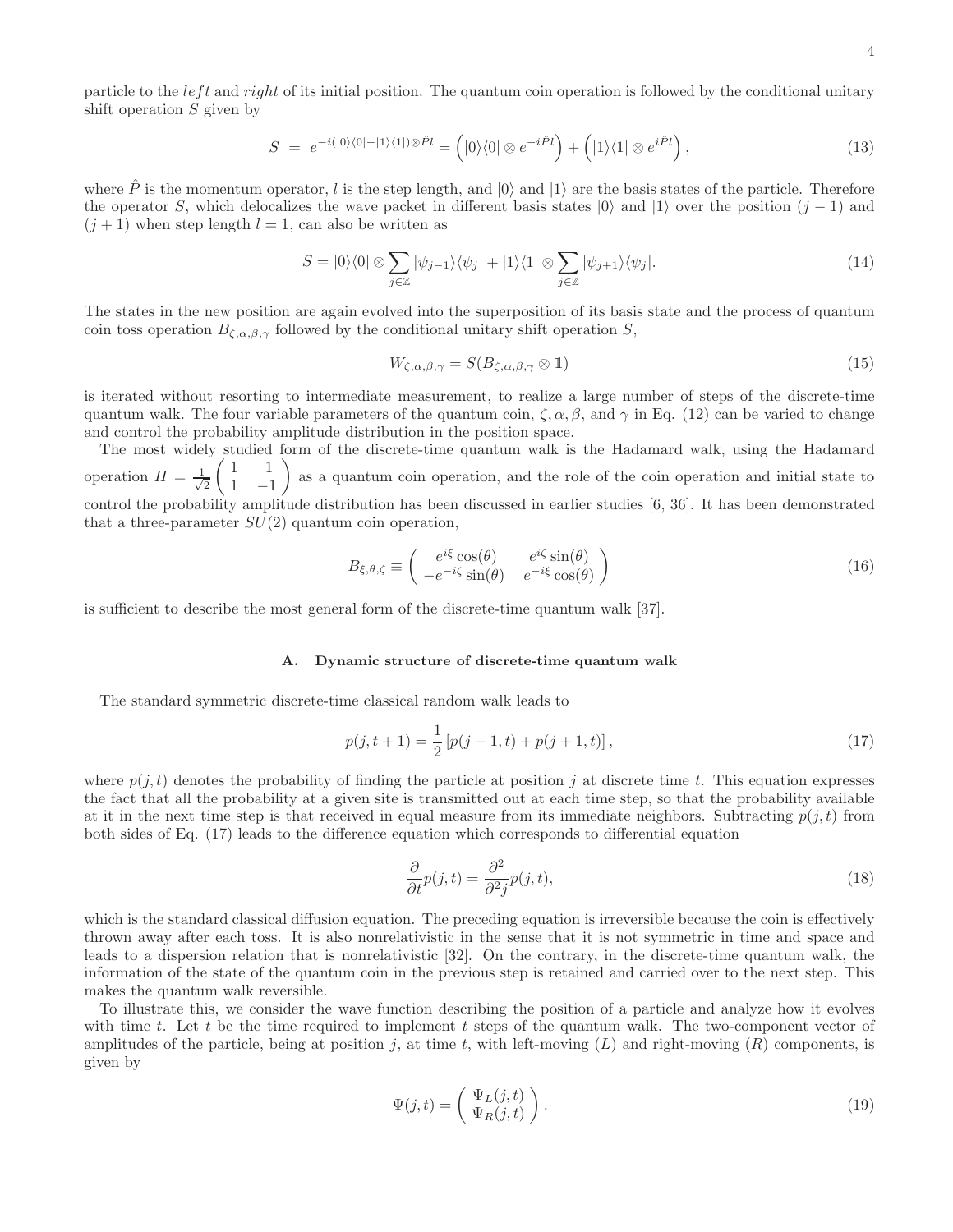particle to the *left* and *right* of its initial position. The quantum coin operation is followed by the conditional unitary shift operation $S$ given by

$$S = e^{-i(|0\rangle\langle 0|-|1\rangle\langle 1|)\otimes\hat{P}l} = \left(|0\rangle\langle 0| \otimes e^{-i\hat{P}l}\right) + \left(|1\rangle\langle 1| \otimes e^{i\hat{P}l}\right), \tag{13}$$

where $\hat{P}$ is the momentum operator, $l$ is the step length, and $|0\rangle$ and $|1\rangle$ are the basis states of the particle. Therefore the operator $S$, which delocalizes the wave packet in different basis states $|0\rangle$ and $|1\rangle$ over the position $(j-1)$ and $(j+1)$ when step length $l=1$, can also be written as

$$S = |0\rangle\langle 0| \otimes \sum_{j\in\mathbb{Z}} |\psi_{j-1}\rangle\langle\psi_j| + |1\rangle\langle 1| \otimes \sum_{j\in\mathbb{Z}} |\psi_{j+1}\rangle\langle\psi_j|. \tag{14}$$

The states in the new position are again evolved into the superposition of its basis state and the process of quantum coin toss operation $B_{\zeta,\alpha,\beta,\gamma}$ followed by the conditional unitary shift operation $S$,

$$W_{\zeta,\alpha,\beta,\gamma} = S(B_{\zeta,\alpha,\beta,\gamma} \otimes \mathbb{1}) \tag{15}$$

is iterated without resorting to intermediate measurement, to realize a large number of steps of the discrete-time quantum walk. The four variable parameters of the quantum coin, $\zeta, \alpha, \beta$, and $\gamma$ in Eq. (12) can be varied to change and control the probability amplitude distribution in the position space.

The most widely studied form of the discrete-time quantum walk is the Hadamard walk, using the Hadamard operation $H = \frac{1}{\sqrt{2}}\begin{pmatrix} 1 & 1 \\ 1 & -1 \end{pmatrix}$ as a quantum coin operation, and the role of the coin operation and initial state to control the probability amplitude distribution has been discussed in earlier studies [6, 36]. It has been demonstrated that a three-parameter $SU(2)$ quantum coin operation,

$$B_{\xi,\theta,\zeta} \equiv \begin{pmatrix} e^{i\xi}\cos(\theta) & e^{i\zeta}\sin(\theta) \\ -e^{-i\zeta}\sin(\theta) & e^{-i\xi}\cos(\theta) \end{pmatrix} \tag{16}$$

is sufficient to describe the most general form of the discrete-time quantum walk [37].

### A. Dynamic structure of discrete-time quantum walk

The standard symmetric discrete-time classical random walk leads to

$$p(j, t+1) = \frac{1}{2}\left[p(j-1, t) + p(j+1, t)\right], \tag{17}$$

where $p(j,t)$ denotes the probability of finding the particle at position $j$ at discrete time $t$. This equation expresses the fact that all the probability at a given site is transmitted out at each time step, so that the probability available at it in the next time step is that received in equal measure from its immediate neighbors. Subtracting $p(j,t)$ from both sides of Eq. (17) leads to the difference equation which corresponds to differential equation

$$\frac{\partial}{\partial t}p(j,t) = \frac{\partial^2}{\partial^2 j}p(j,t), \tag{18}$$

which is the standard classical diffusion equation. The preceding equation is irreversible because the coin is effectively thrown away after each toss. It is also nonrelativistic in the sense that it is not symmetric in time and space and leads to a dispersion relation that is nonrelativistic [32]. On the contrary, in the discrete-time quantum walk, the information of the state of the quantum coin in the previous step is retained and carried over to the next step. This makes the quantum walk reversible.

To illustrate this, we consider the wave function describing the position of a particle and analyze how it evolves with time $t$. Let $t$ be the time required to implement $t$ steps of the quantum walk. The two-component vector of amplitudes of the particle, being at position $j$, at time $t$, with left-moving ($L$) and right-moving ($R$) components, is given by

$$\Psi(j,t) = \begin{pmatrix} \Psi_L(j,t) \\ \Psi_R(j,t) \end{pmatrix}. \tag{19}$$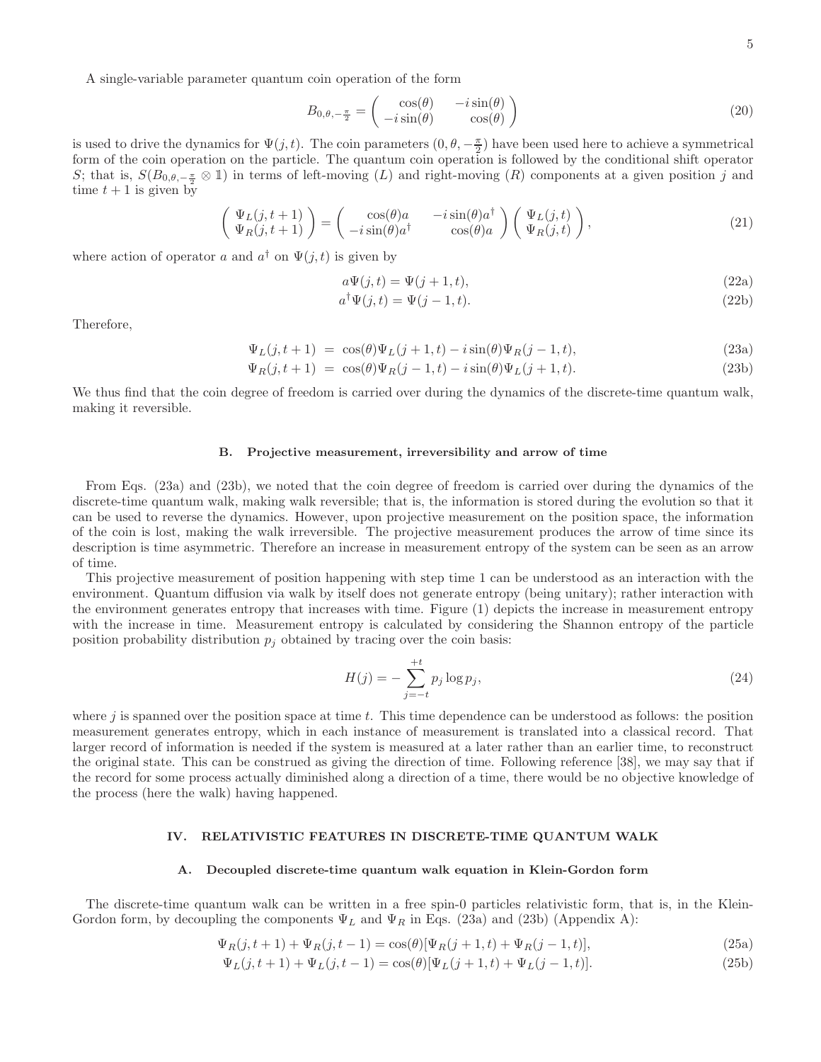A single-variable parameter quantum coin operation of the form

$$B_{0,\theta,-\frac{\pi}{2}} = \begin{pmatrix} \cos(\theta) & -i\sin(\theta) \\ -i\sin(\theta) & \cos(\theta) \end{pmatrix} \tag{20}$$

is used to drive the dynamics for $\Psi(j,t)$. The coin parameters $(0, \theta, -\frac{\pi}{2})$ have been used here to achieve a symmetrical form of the coin operation on the particle. The quantum coin operation is followed by the conditional shift operator $S$; that is, $S(B_{0,\theta,-\frac{\pi}{2}} \otimes \mathbb{1})$ in terms of left-moving ($L$) and right-moving ($R$) components at a given position $j$ and time $t+1$ is given by

$$\begin{pmatrix} \Psi_L(j,t+1) \\ \Psi_R(j,t+1) \end{pmatrix} = \begin{pmatrix} \cos(\theta)a & -i\sin(\theta)a^\dagger \\ -i\sin(\theta)a^\dagger & \cos(\theta)a \end{pmatrix} \begin{pmatrix} \Psi_L(j,t) \\ \Psi_R(j,t) \end{pmatrix}, \tag{21}$$

where action of operator $a$ and $a^\dagger$ on $\Psi(j,t)$ is given by

$$a\Psi(j,t) = \Psi(j+1,t), \tag{22a}$$

$$a^\dagger\Psi(j,t) = \Psi(j-1,t). \tag{22b}$$

Therefore,

$$\Psi_L(j,t+1) = \cos(\theta)\Psi_L(j+1,t) - i\sin(\theta)\Psi_R(j-1,t), \tag{23a}$$

$$\Psi_R(j,t+1) = \cos(\theta)\Psi_R(j-1,t) - i\sin(\theta)\Psi_L(j+1,t). \tag{23b}$$

We thus find that the coin degree of freedom is carried over during the dynamics of the discrete-time quantum walk, making it reversible.

### B. Projective measurement, irreversibility and arrow of time

From Eqs. (23a) and (23b), we noted that the coin degree of freedom is carried over during the dynamics of the discrete-time quantum walk, making walk reversible; that is, the information is stored during the evolution so that it can be used to reverse the dynamics. However, upon projective measurement on the position space, the information of the coin is lost, making the walk irreversible. The projective measurement produces the arrow of time since its description is time asymmetric. Therefore an increase in measurement entropy of the system can be seen as an arrow of time.

This projective measurement of position happening with step time 1 can be understood as an interaction with the environment. Quantum diffusion via walk by itself does not generate entropy (being unitary); rather interaction with the environment generates entropy that increases with time. Figure (1) depicts the increase in measurement entropy with the increase in time. Measurement entropy is calculated by considering the Shannon entropy of the particle position probability distribution $p_j$ obtained by tracing over the coin basis:

$$H(j) = -\sum_{j=-t}^{+t} p_j \log p_j, \tag{24}$$

where $j$ is spanned over the position space at time $t$. This time dependence can be understood as follows: the position measurement generates entropy, which in each instance of measurement is translated into a classical record. That larger record of information is needed if the system is measured at a later rather than an earlier time, to reconstruct the original state. This can be construed as giving the direction of time. Following reference [38], we may say that if the record for some process actually diminished along a direction of a time, there would be no objective knowledge of the process (here the walk) having happened.

## IV. RELATIVISTIC FEATURES IN DISCRETE-TIME QUANTUM WALK

### A. Decoupled discrete-time quantum walk equation in Klein-Gordon form

The discrete-time quantum walk can be written in a free spin-0 particles relativistic form, that is, in the Klein-Gordon form, by decoupling the components $\Psi_L$ and $\Psi_R$ in Eqs. (23a) and (23b) (Appendix A):

$$\Psi_R(j,t+1) + \Psi_R(j,t-1) = \cos(\theta)[\Psi_R(j+1,t) + \Psi_R(j-1,t)], \tag{25a}$$

$$\Psi_L(j,t+1) + \Psi_L(j,t-1) = \cos(\theta)[\Psi_L(j+1,t) + \Psi_L(j-1,t)]. \tag{25b}$$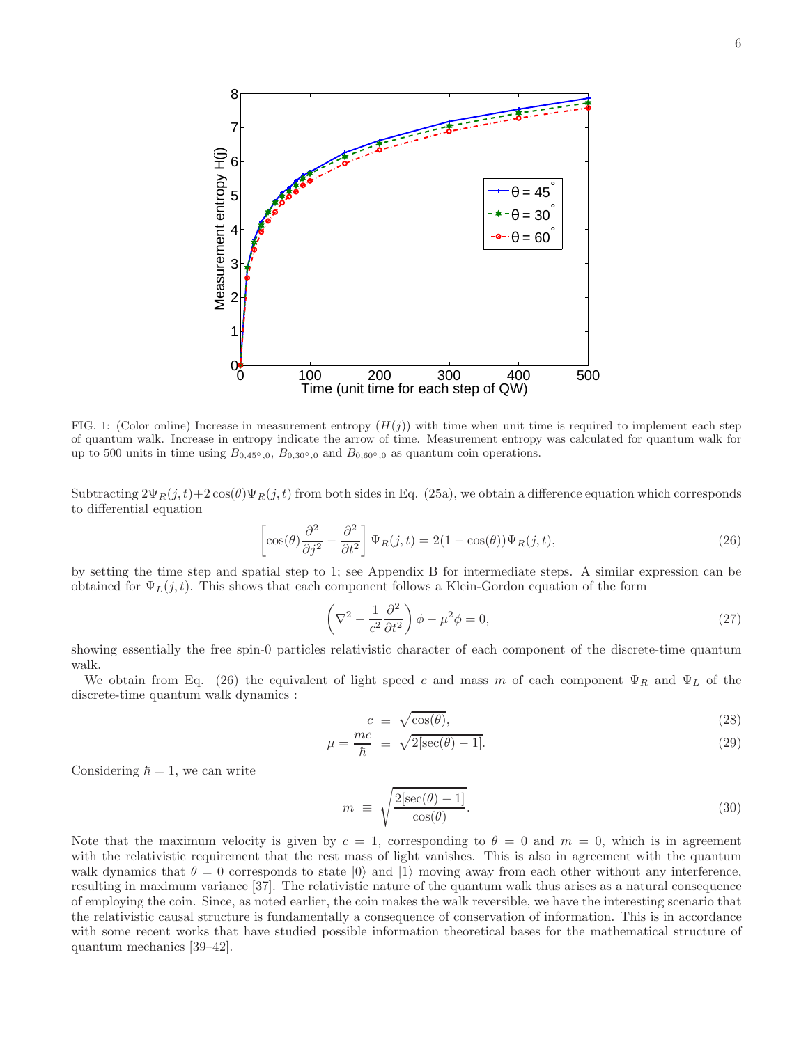FIG. 1: (Color online) Increase in measurement entropy ($H(j)$) with time when unit time is required to implement each step of quantum walk. Increase in entropy indicate the arrow of time. Measurement entropy was calculated for quantum walk for up to 500 units in time using $B_{0,45^\circ,0}$, $B_{0,30^\circ,0}$ and $B_{0,60^\circ,0}$ as quantum coin operations.

Subtracting $2\Psi_R(j,t)+2\cos(\theta)\Psi_R(j,t)$ from both sides in Eq. (25a), we obtain a difference equation which corresponds to differential equation

$$\left[\cos(\theta)\frac{\partial^2}{\partial j^2} - \frac{\partial^2}{\partial t^2}\right]\Psi_R(j,t) = 2(1-\cos(\theta))\Psi_R(j,t), \tag{26}$$

by setting the time step and spatial step to 1; see Appendix B for intermediate steps. A similar expression can be obtained for $\Psi_L(j,t)$. This shows that each component follows a Klein-Gordon equation of the form

$$\left(\nabla^2 - \frac{1}{c^2}\frac{\partial^2}{\partial t^2}\right)\phi - \mu^2\phi = 0, \tag{27}$$

showing essentially the free spin-0 particles relativistic character of each component of the discrete-time quantum walk.

We obtain from Eq. (26) the equivalent of light speed $c$ and mass $m$ of each component $\Psi_R$ and $\Psi_L$ of the discrete-time quantum walk dynamics :

$$c \;\equiv\; \sqrt{\cos(\theta)}, \tag{28}$$

$$\mu = \frac{mc}{\hbar} \;\equiv\; \sqrt{2[\sec(\theta)-1]}. \tag{29}$$

Considering $\hbar = 1$, we can write

$$m \;\equiv\; \sqrt{\frac{2[\sec(\theta)-1]}{\cos(\theta)}}. \tag{30}$$

Note that the maximum velocity is given by $c = 1$, corresponding to $\theta = 0$ and $m = 0$, which is in agreement with the relativistic requirement that the rest mass of light vanishes. This is also in agreement with the quantum walk dynamics that $\theta = 0$ corresponds to state $|0\rangle$ and $|1\rangle$ moving away from each other without any interference, resulting in maximum variance [37]. The relativistic nature of the quantum walk thus arises as a natural consequence of employing the coin. Since, as noted earlier, the coin makes the walk reversible, we have the interesting scenario that the relativistic causal structure is fundamentally a consequence of conservation of information. This is in accordance with some recent works that have studied possible information theoretical bases for the mathematical structure of quantum mechanics [39–42].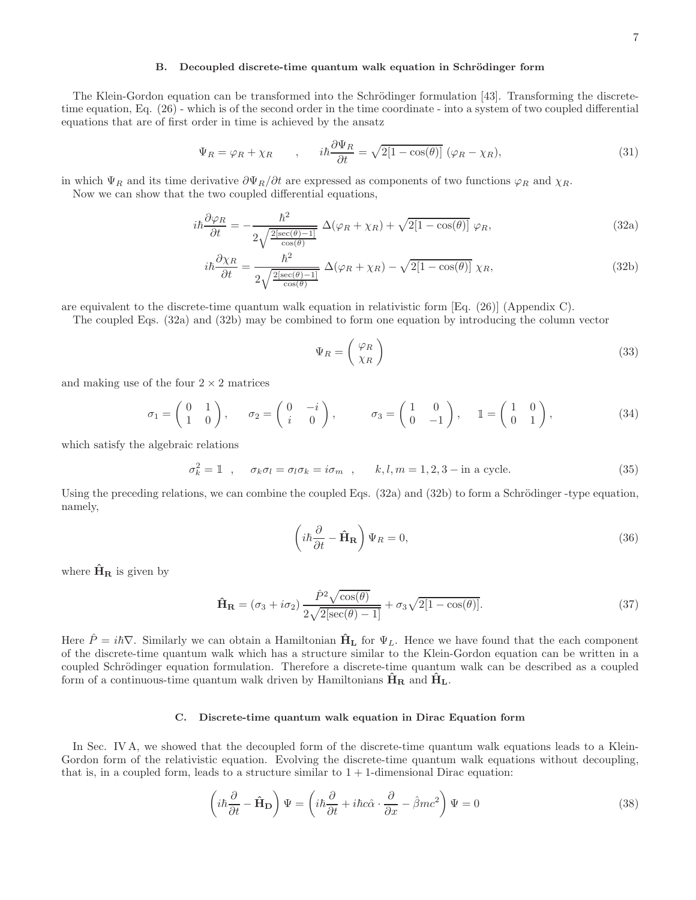### B. Decoupled discrete-time quantum walk equation in Schrödinger form

The Klein-Gordon equation can be transformed into the Schrödinger formulation [43]. Transforming the discrete-time equation, Eq. (26) - which is of the second order in the time coordinate - into a system of two coupled differential equations that are of first order in time is achieved by the ansatz

$$\Psi_R = \varphi_R + \chi_R \qquad , \qquad i\hbar\frac{\partial \Psi_R}{\partial t} = \sqrt{2[1-\cos(\theta)]}\ (\varphi_R - \chi_R), \tag{31}$$

in which $\Psi_R$ and its time derivative $\partial\Psi_R/\partial t$ are expressed as components of two functions $\varphi_R$ and $\chi_R$.

Now we can show that the two coupled differential equations,

$$i\hbar\frac{\partial \varphi_R}{\partial t} = -\frac{\hbar^2}{2\sqrt{\frac{2[\sec(\theta)-1]}{\cos(\theta)}}}\ \Delta(\varphi_R + \chi_R) + \sqrt{2[1-\cos(\theta)]}\ \varphi_R, \tag{32a}$$

$$i\hbar\frac{\partial \chi_R}{\partial t} = \frac{\hbar^2}{2\sqrt{\frac{2[\sec(\theta)-1]}{\cos(\theta)}}}\ \Delta(\varphi_R + \chi_R) - \sqrt{2[1-\cos(\theta)]}\ \chi_R, \tag{32b}$$

are equivalent to the discrete-time quantum walk equation in relativistic form [Eq. (26)] (Appendix C).

The coupled Eqs. (32a) and (32b) may be combined to form one equation by introducing the column vector

$$\Psi_R = \begin{pmatrix} \varphi_R \\ \chi_R \end{pmatrix} \tag{33}$$

and making use of the four $2\times 2$ matrices

$$\sigma_1 = \begin{pmatrix} 0 & 1 \\ 1 & 0 \end{pmatrix}, \qquad \sigma_2 = \begin{pmatrix} 0 & -i \\ i & 0 \end{pmatrix}, \qquad \sigma_3 = \begin{pmatrix} 1 & 0 \\ 0 & -1 \end{pmatrix}, \quad \mathbb{1} = \begin{pmatrix} 1 & 0 \\ 0 & 1 \end{pmatrix}, \tag{34}$$

which satisfy the algebraic relations

$$\sigma_k^2 = \mathbb{1} \quad , \quad \sigma_k\sigma_l = \sigma_l\sigma_k = i\sigma_m \quad , \qquad k,l,m = 1,2,3 - \text{in a cycle.} \tag{35}$$

Using the preceding relations, we can combine the coupled Eqs. (32a) and (32b) to form a Schrödinger -type equation, namely,

$$\left(i\hbar\frac{\partial}{\partial t} - \hat{\mathbf{H}}_{\mathbf{R}}\right)\Psi_R = 0, \tag{36}$$

where $\hat{\mathbf{H}}_{\mathbf{R}}$ is given by

$$\hat{\mathbf{H}}_{\mathbf{R}} = (\sigma_3 + i\sigma_2)\,\frac{\hat{P}^2\sqrt{\cos(\theta)}}{2\sqrt{2[\sec(\theta)-1]}} + \sigma_3\sqrt{2[1-\cos(\theta)]}. \tag{37}$$

Here $\hat{P} = i\hbar\nabla$. Similarly we can obtain a Hamiltonian $\hat{\mathbf{H}}_{\mathbf{L}}$ for $\Psi_L$. Hence we have found that the each component of the discrete-time quantum walk which has a structure similar to the Klein-Gordon equation can be written in a coupled Schrödinger equation formulation. Therefore a discrete-time quantum walk can be described as a coupled form of a continuous-time quantum walk driven by Hamiltonians $\hat{\mathbf{H}}_{\mathbf{R}}$ and $\hat{\mathbf{H}}_{\mathbf{L}}$.

### C. Discrete-time quantum walk equation in Dirac Equation form

In Sec. IV A, we showed that the decoupled form of the discrete-time quantum walk equations leads to a Klein-Gordon form of the relativistic equation. Evolving the discrete-time quantum walk equations without decoupling, that is, in a coupled form, leads to a structure similar to $1+1$-dimensional Dirac equation:

$$\left(i\hbar\frac{\partial}{\partial t} - \hat{\mathbf{H}}_{\mathbf{D}}\right)\Psi = \left(i\hbar\frac{\partial}{\partial t} + i\hbar c\hat{\alpha}\cdot\frac{\partial}{\partial x} - \hat{\beta}mc^2\right)\Psi = 0 \tag{38}$$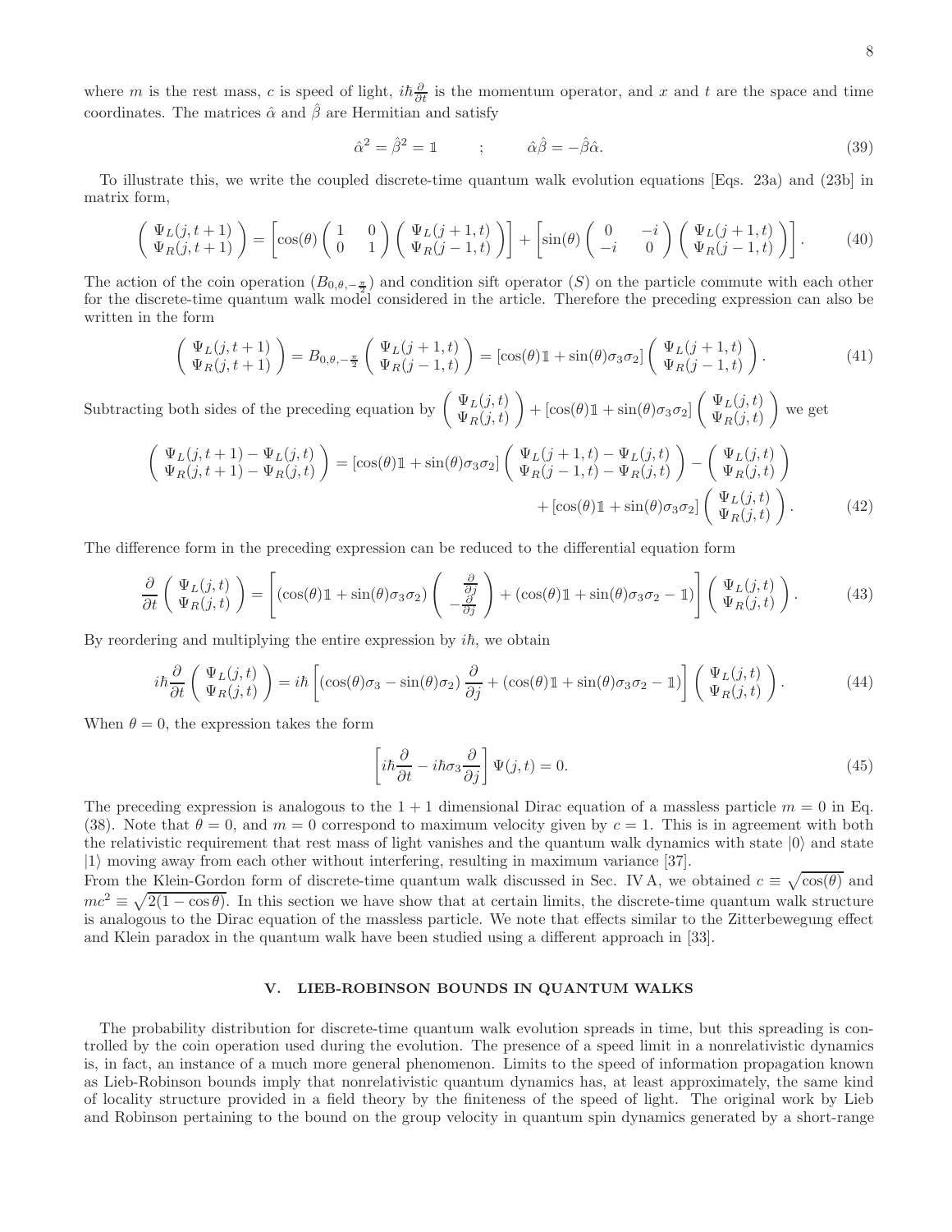where $m$ is the rest mass, $c$ is speed of light, $i\hbar\frac{\partial}{\partial t}$ is the momentum operator, and $x$ and $t$ are the space and time coordinates. The matrices $\hat{\alpha}$ and $\hat{\beta}$ are Hermitian and satisfy

$$\hat{\alpha}^2 = \hat{\beta}^2 = \mathbb{1} \qquad ; \qquad \hat{\alpha}\hat{\beta} = -\hat{\beta}\hat{\alpha}. \tag{39}$$

To illustrate this, we write the coupled discrete-time quantum walk evolution equations [Eqs. 23a) and (23b] in matrix form,

$$\begin{pmatrix} \Psi_L(j,t+1) \\ \Psi_R(j,t+1) \end{pmatrix} = \left[\cos(\theta) \begin{pmatrix} 1 & 0 \\ 0 & 1 \end{pmatrix} \begin{pmatrix} \Psi_L(j+1,t) \\ \Psi_R(j-1,t) \end{pmatrix}\right] + \left[\sin(\theta) \begin{pmatrix} 0 & -i \\ -i & 0 \end{pmatrix} \begin{pmatrix} \Psi_L(j+1,t) \\ \Psi_R(j-1,t) \end{pmatrix}\right]. \tag{40}$$

The action of the coin operation ($B_{0,\theta,-\frac{\pi}{2}}$) and condition sift operator ($S$) on the particle commute with each other for the discrete-time quantum walk model considered in the article. Therefore the preceding expression can also be written in the form

$$\begin{pmatrix} \Psi_L(j,t+1) \\ \Psi_R(j,t+1) \end{pmatrix} = B_{0,\theta,-\frac{\pi}{2}} \begin{pmatrix} \Psi_L(j+1,t) \\ \Psi_R(j-1,t) \end{pmatrix} = [\cos(\theta)\mathbb{1} + \sin(\theta)\sigma_3\sigma_2] \begin{pmatrix} \Psi_L(j+1,t) \\ \Psi_R(j-1,t) \end{pmatrix}. \tag{41}$$

Subtracting both sides of the preceding equation by $\begin{pmatrix} \Psi_L(j,t) \\ \Psi_R(j,t) \end{pmatrix} + [\cos(\theta)\mathbb{1} + \sin(\theta)\sigma_3\sigma_2] \begin{pmatrix} \Psi_L(j,t) \\ \Psi_R(j,t) \end{pmatrix}$ we get

$$\begin{aligned} \begin{pmatrix} \Psi_L(j,t+1) - \Psi_L(j,t) \\ \Psi_R(j,t+1) - \Psi_R(j,t) \end{pmatrix} = [\cos(\theta)\mathbb{1} + \sin(\theta)\sigma_3\sigma_2] \begin{pmatrix} \Psi_L(j+1,t) - \Psi_L(j,t) \\ \Psi_R(j-1,t) - \Psi_R(j,t) \end{pmatrix} - \begin{pmatrix} \Psi_L(j,t) \\ \Psi_R(j,t) \end{pmatrix} \\ + [\cos(\theta)\mathbb{1} + \sin(\theta)\sigma_3\sigma_2] \begin{pmatrix} \Psi_L(j,t) \\ \Psi_R(j,t) \end{pmatrix}. \end{aligned} \tag{42}$$

The difference form in the preceding expression can be reduced to the differential equation form

$$\frac{\partial}{\partial t} \begin{pmatrix} \Psi_L(j,t) \\ \Psi_R(j,t) \end{pmatrix} = \left[(\cos(\theta)\mathbb{1} + \sin(\theta)\sigma_3\sigma_2) \begin{pmatrix} \frac{\partial}{\partial j} \\ -\frac{\partial}{\partial j} \end{pmatrix} + (\cos(\theta)\mathbb{1} + \sin(\theta)\sigma_3\sigma_2 - \mathbb{1})\right] \begin{pmatrix} \Psi_L(j,t) \\ \Psi_R(j,t) \end{pmatrix}. \tag{43}$$

By reordering and multiplying the entire expression by $i\hbar$, we obtain

$$i\hbar\frac{\partial}{\partial t} \begin{pmatrix} \Psi_L(j,t) \\ \Psi_R(j,t) \end{pmatrix} = i\hbar \left[(\cos(\theta)\sigma_3 - \sin(\theta)\sigma_2)\frac{\partial}{\partial j} + (\cos(\theta)\mathbb{1} + \sin(\theta)\sigma_3\sigma_2 - \mathbb{1})\right] \begin{pmatrix} \Psi_L(j,t) \\ \Psi_R(j,t) \end{pmatrix}. \tag{44}$$

When $\theta = 0$, the expression takes the form

$$\left[i\hbar\frac{\partial}{\partial t} - i\hbar\sigma_3\frac{\partial}{\partial j}\right]\Psi(j,t) = 0. \tag{45}$$

The preceding expression is analogous to the $1+1$ dimensional Dirac equation of a massless particle $m = 0$ in Eq. (38). Note that $\theta = 0$, and $m = 0$ correspond to maximum velocity given by $c = 1$. This is in agreement with both the relativistic requirement that rest mass of light vanishes and the quantum walk dynamics with state $|0\rangle$ and state $|1\rangle$ moving away from each other without interfering, resulting in maximum variance [37].
From the Klein-Gordon form of discrete-time quantum walk discussed in Sec. IV A, we obtained $c \equiv \sqrt{\cos(\theta)}$ and $mc^2 \equiv \sqrt{2(1-\cos\theta)}$. In this section we have show that at certain limits, the discrete-time quantum walk structure is analogous to the Dirac equation of the massless particle. We note that effects similar to the Zitterbewegung effect and Klein paradox in the quantum walk have been studied using a different approach in [33].

## V. LIEB-ROBINSON BOUNDS IN QUANTUM WALKS

The probability distribution for discrete-time quantum walk evolution spreads in time, but this spreading is controlled by the coin operation used during the evolution. The presence of a speed limit in a nonrelativistic dynamics is, in fact, an instance of a much more general phenomenon. Limits to the speed of information propagation known as Lieb-Robinson bounds imply that nonrelativistic quantum dynamics has, at least approximately, the same kind of locality structure provided in a field theory by the finiteness of the speed of light. The original work by Lieb and Robinson pertaining to the bound on the group velocity in quantum spin dynamics generated by a short-range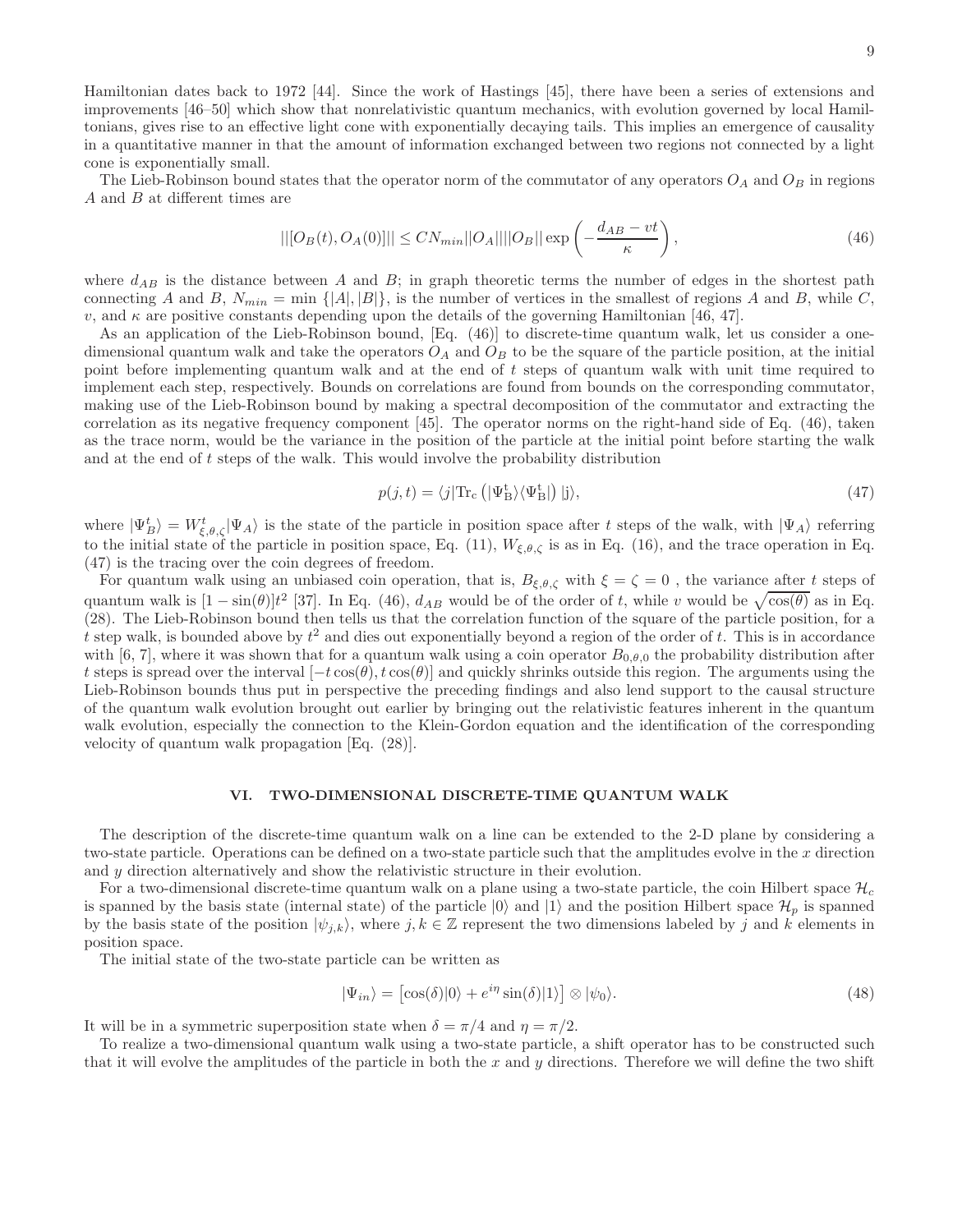Hamiltonian dates back to 1972 [44]. Since the work of Hastings [45], there have been a series of extensions and improvements [46–50] which show that nonrelativistic quantum mechanics, with evolution governed by local Hamiltonians, gives rise to an effective light cone with exponentially decaying tails. This implies an emergence of causality in a quantitative manner in that the amount of information exchanged between two regions not connected by a light cone is exponentially small.

The Lieb-Robinson bound states that the operator norm of the commutator of any operators $O_A$ and $O_B$ in regions $A$ and $B$ at different times are

$$||[O_B(t), O_A(0)]|| \le CN_{min}||O_A||||O_B|| \exp\left(-\frac{d_{AB} - vt}{\kappa}\right), \tag{46}$$

where $d_{AB}$ is the distance between $A$ and $B$; in graph theoretic terms the number of edges in the shortest path connecting $A$ and $B$, $N_{min} = \min\{|A|, |B|\}$, is the number of vertices in the smallest of regions $A$ and $B$, while $C$, $v$, and $\kappa$ are positive constants depending upon the details of the governing Hamiltonian [46, 47].

As an application of the Lieb-Robinson bound, [Eq. (46)] to discrete-time quantum walk, let us consider a one-dimensional quantum walk and take the operators $O_A$ and $O_B$ to be the square of the particle position, at the initial point before implementing quantum walk and at the end of $t$ steps of quantum walk with unit time required to implement each step, respectively. Bounds on correlations are found from bounds on the corresponding commutator, making use of the Lieb-Robinson bound by making a spectral decomposition of the commutator and extracting the correlation as its negative frequency component [45]. The operator norms on the right-hand side of Eq. (46), taken as the trace norm, would be the variance in the position of the particle at the initial point before starting the walk and at the end of $t$ steps of the walk. This would involve the probability distribution

$$p(j,t) = \langle j|\mathrm{Tr_c}\left(|\Psi_\mathrm{B}^\mathrm{t}\rangle\langle\Psi_\mathrm{B}^\mathrm{t}|\right)|\mathrm{j}\rangle, \tag{47}$$

where $|\Psi_B^t\rangle = W_{\xi,\theta,\zeta}^t|\Psi_A\rangle$ is the state of the particle in position space after $t$ steps of the walk, with $|\Psi_A\rangle$ referring to the initial state of the particle in position space, Eq. (11), $W_{\xi,\theta,\zeta}$ is as in Eq. (16), and the trace operation in Eq. (47) is the tracing over the coin degrees of freedom.

For quantum walk using an unbiased coin operation, that is, $B_{\xi,\theta,\zeta}$ with $\xi = \zeta = 0$ , the variance after $t$ steps of quantum walk is $[1 - \sin(\theta)]t^2$ [37]. In Eq. (46), $d_{AB}$ would be of the order of $t$, while $v$ would be $\sqrt{\cos(\theta)}$ as in Eq. (28). The Lieb-Robinson bound then tells us that the correlation function of the square of the particle position, for a $t$ step walk, is bounded above by $t^2$ and dies out exponentially beyond a region of the order of $t$. This is in accordance with [6, 7], where it was shown that for a quantum walk using a coin operator $B_{0,\theta,0}$ the probability distribution after $t$ steps is spread over the interval $[-t\cos(\theta), t\cos(\theta)]$ and quickly shrinks outside this region. The arguments using the Lieb-Robinson bounds thus put in perspective the preceding findings and also lend support to the causal structure of the quantum walk evolution brought out earlier by bringing out the relativistic features inherent in the quantum walk evolution, especially the connection to the Klein-Gordon equation and the identification of the corresponding velocity of quantum walk propagation [Eq. (28)].

## VI. TWO-DIMENSIONAL DISCRETE-TIME QUANTUM WALK

The description of the discrete-time quantum walk on a line can be extended to the 2-D plane by considering a two-state particle. Operations can be defined on a two-state particle such that the amplitudes evolve in the $x$ direction and $y$ direction alternatively and show the relativistic structure in their evolution.

For a two-dimensional discrete-time quantum walk on a plane using a two-state particle, the coin Hilbert space $\mathcal{H}_c$ is spanned by the basis state (internal state) of the particle $|0\rangle$ and $|1\rangle$ and the position Hilbert space $\mathcal{H}_p$ is spanned by the basis state of the position $|\psi_{j,k}\rangle$, where $j, k \in \mathbb{Z}$ represent the two dimensions labeled by $j$ and $k$ elements in position space.

The initial state of the two-state particle can be written as

$$|\Psi_{in}\rangle = \left[\cos(\delta)|0\rangle + e^{i\eta}\sin(\delta)|1\rangle\right] \otimes |\psi_0\rangle. \tag{48}$$

It will be in a symmetric superposition state when $\delta = \pi/4$ and $\eta = \pi/2$.

To realize a two-dimensional quantum walk using a two-state particle, a shift operator has to be constructed such that it will evolve the amplitudes of the particle in both the $x$ and $y$ directions. Therefore we will define the two shift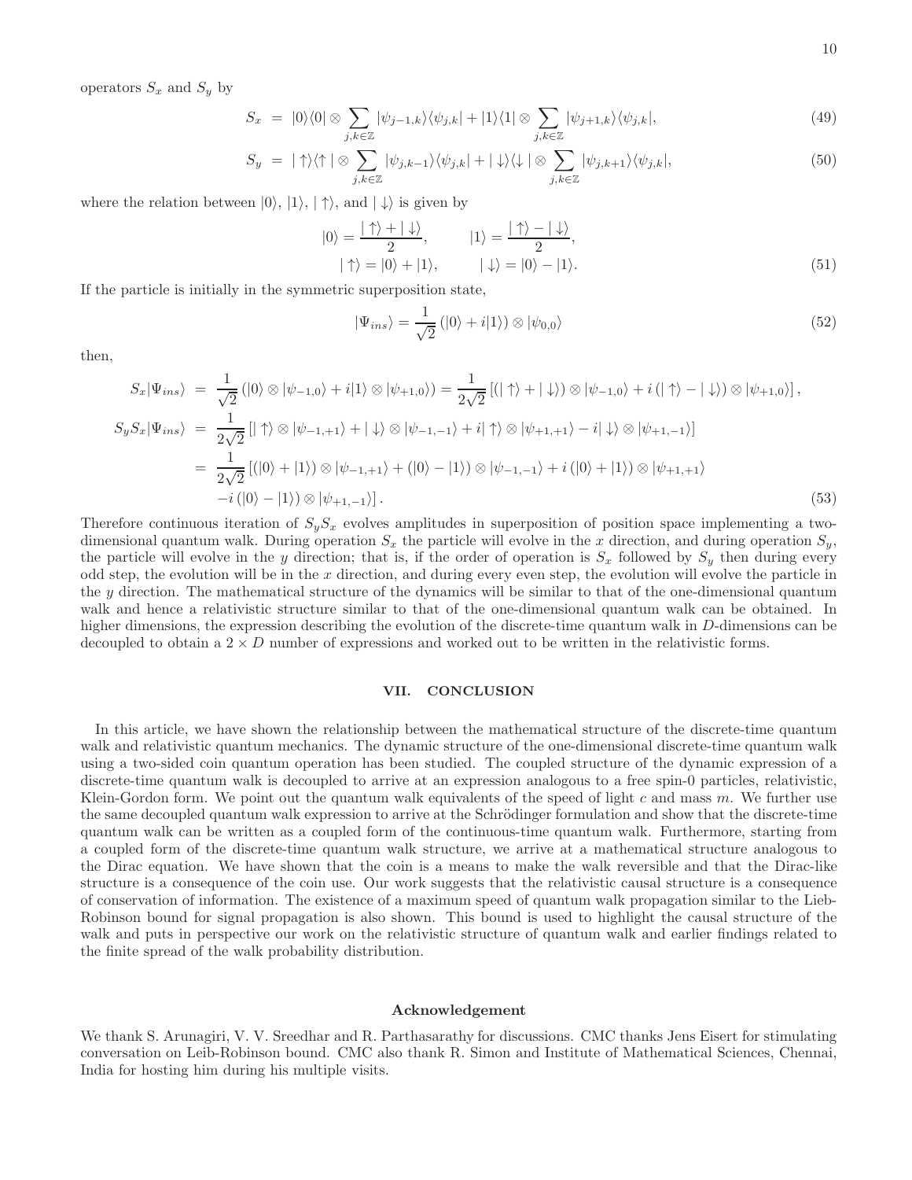operators $S_x$ and $S_y$ by

$$
S_x = |0\rangle\langle 0| \otimes \sum_{j,k\in\mathbb{Z}} |\psi_{j-1,k}\rangle\langle\psi_{j,k}| + |1\rangle\langle 1| \otimes \sum_{j,k\in\mathbb{Z}} |\psi_{j+1,k}\rangle\langle\psi_{j,k}|, \tag{49}
$$

$$
S_y = |\uparrow\rangle\langle\uparrow| \otimes \sum_{j,k\in\mathbb{Z}} |\psi_{j,k-1}\rangle\langle\psi_{j,k}| + |\downarrow\rangle\langle\downarrow| \otimes \sum_{j,k\in\mathbb{Z}} |\psi_{j,k+1}\rangle\langle\psi_{j,k}|, \tag{50}
$$

where the relation between $|0\rangle$, $|1\rangle$, $|\uparrow\rangle$, and $|\downarrow\rangle$ is given by

$$
|0\rangle = \frac{|\uparrow\rangle + |\downarrow\rangle}{2}, \qquad |1\rangle = \frac{|\uparrow\rangle - |\downarrow\rangle}{2},
$$
$$
|\uparrow\rangle = |0\rangle + |1\rangle, \qquad |\downarrow\rangle = |0\rangle - |1\rangle. \tag{51}
$$

If the particle is initially in the symmetric superposition state,

$$
|\Psi_{ins}\rangle = \frac{1}{\sqrt{2}}\left(|0\rangle + i|1\rangle\right) \otimes |\psi_{0,0}\rangle \tag{52}
$$

then,

$$
\begin{aligned}
S_x|\Psi_{ins}\rangle &= \frac{1}{\sqrt{2}}\left(|0\rangle \otimes |\psi_{-1,0}\rangle + i|1\rangle \otimes |\psi_{+1,0}\rangle\right) = \frac{1}{2\sqrt{2}}\left[\left(|\uparrow\rangle + |\downarrow\rangle\right) \otimes |\psi_{-1,0}\rangle + i\left(|\uparrow\rangle - |\downarrow\rangle\right) \otimes |\psi_{+1,0}\rangle\right], \\
S_yS_x|\Psi_{ins}\rangle &= \frac{1}{2\sqrt{2}}\left[|\uparrow\rangle \otimes |\psi_{-1,+1}\rangle + |\downarrow\rangle \otimes |\psi_{-1,-1}\rangle + i|\uparrow\rangle \otimes |\psi_{+1,+1}\rangle - i|\downarrow\rangle \otimes |\psi_{+1,-1}\rangle\right] \\
&= \frac{1}{2\sqrt{2}}\left[\left(|0\rangle + |1\rangle\right) \otimes |\psi_{-1,+1}\rangle + \left(|0\rangle - |1\rangle\right) \otimes |\psi_{-1,-1}\rangle + i\left(|0\rangle + |1\rangle\right) \otimes |\psi_{+1,+1}\rangle\right. \\
&\quad \left. - i\left(|0\rangle - |1\rangle\right) \otimes |\psi_{+1,-1}\rangle\right].
\end{aligned} \tag{53}
$$

Therefore continuous iteration of $S_yS_x$ evolves amplitudes in superposition of position space implementing a two-dimensional quantum walk. During operation $S_x$ the particle will evolve in the $x$ direction, and during operation $S_y$, the particle will evolve in the $y$ direction; that is, if the order of operation is $S_x$ followed by $S_y$ then during every odd step, the evolution will be in the $x$ direction, and during every even step, the evolution will evolve the particle in the $y$ direction. The mathematical structure of the dynamics will be similar to that of the one-dimensional quantum walk and hence a relativistic structure similar to that of the one-dimensional quantum walk can be obtained. In higher dimensions, the expression describing the evolution of the discrete-time quantum walk in $D$-dimensions can be decoupled to obtain a $2 \times D$ number of expressions and worked out to be written in the relativistic forms.

## VII. CONCLUSION

In this article, we have shown the relationship between the mathematical structure of the discrete-time quantum walk and relativistic quantum mechanics. The dynamic structure of the one-dimensional discrete-time quantum walk using a two-sided coin quantum operation has been studied. The coupled structure of the dynamic expression of a discrete-time quantum walk is decoupled to arrive at an expression analogous to a free spin-0 particles, relativistic, Klein-Gordon form. We point out the quantum walk equivalents of the speed of light $c$ and mass $m$. We further use the same decoupled quantum walk expression to arrive at the Schrödinger formulation and show that the discrete-time quantum walk can be written as a coupled form of the continuous-time quantum walk. Furthermore, starting from a coupled form of the discrete-time quantum walk structure, we arrive at a mathematical structure analogous to the Dirac equation. We have shown that the coin is a means to make the walk reversible and that the Dirac-like structure is a consequence of the coin use. Our work suggests that the relativistic causal structure is a consequence of conservation of information. The existence of a maximum speed of quantum walk propagation similar to the Lieb-Robinson bound for signal propagation is also shown. This bound is used to highlight the causal structure of the walk and puts in perspective our work on the relativistic structure of quantum walk and earlier findings related to the finite spread of the walk probability distribution.

### Acknowledgement

We thank S. Arunagiri, V. V. Sreedhar and R. Parthasarathy for discussions. CMC thanks Jens Eisert for stimulating conversation on Leib-Robinson bound. CMC also thank R. Simon and Institute of Mathematical Sciences, Chennai, India for hosting him during his multiple visits.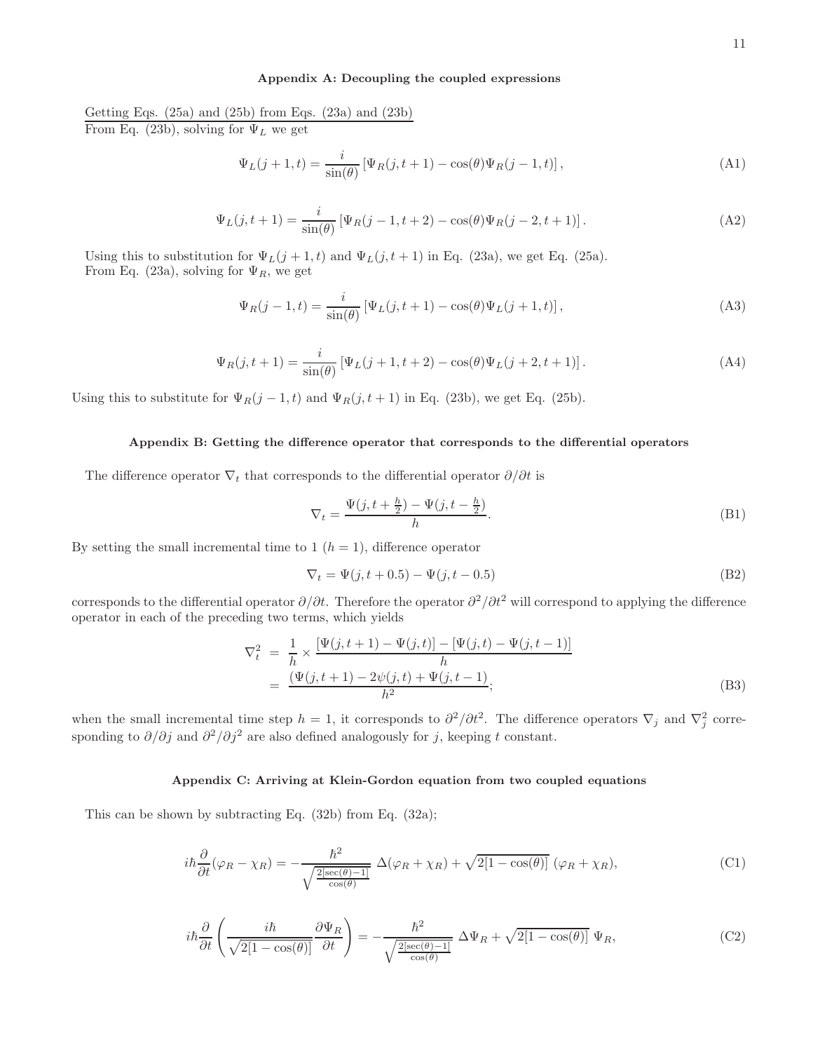### Appendix A: Decoupling the coupled expressions

Getting Eqs. (25a) and (25b) from Eqs. (23a) and (23b)

From Eq. (23b), solving for $\Psi_L$ we get

$$\Psi_L(j+1,t) = \frac{i}{\sin(\theta)} \left[\Psi_R(j,t+1) - \cos(\theta)\Psi_R(j-1,t)\right], \tag{A1}$$

$$\Psi_L(j,t+1) = \frac{i}{\sin(\theta)} \left[\Psi_R(j-1,t+2) - \cos(\theta)\Psi_R(j-2,t+1)\right]. \tag{A2}$$

Using this to substitution for $\Psi_L(j+1,t)$ and $\Psi_L(j,t+1)$ in Eq. (23a), we get Eq. (25a).

From Eq. (23a), solving for $\Psi_R$, we get

$$\Psi_R(j-1,t) = \frac{i}{\sin(\theta)} \left[\Psi_L(j,t+1) - \cos(\theta)\Psi_L(j+1,t)\right], \tag{A3}$$

$$\Psi_R(j,t+1) = \frac{i}{\sin(\theta)} \left[\Psi_L(j+1,t+2) - \cos(\theta)\Psi_L(j+2,t+1)\right]. \tag{A4}$$

Using this to substitute for $\Psi_R(j-1,t)$ and $\Psi_R(j,t+1)$ in Eq. (23b), we get Eq. (25b).

### Appendix B: Getting the difference operator that corresponds to the differential operators

The difference operator $\nabla_t$ that corresponds to the differential operator $\partial/\partial t$ is

$$\nabla_t = \frac{\Psi(j,t+\frac{h}{2}) - \Psi(j,t-\frac{h}{2})}{h}. \tag{B1}$$

By setting the small incremental time to 1 ($h = 1$), difference operator

$$\nabla_t = \Psi(j,t+0.5) - \Psi(j,t-0.5) \tag{B2}$$

corresponds to the differential operator $\partial/\partial t$. Therefore the operator $\partial^2/\partial t^2$ will correspond to applying the difference operator in each of the preceding two terms, which yields

$$\begin{aligned}
\nabla_t^2 &= \frac{1}{h} \times \frac{[\Psi(j,t+1) - \Psi(j,t)] - [\Psi(j,t) - \Psi(j,t-1)]}{h} \\
&= \frac{(\Psi(j,t+1) - 2\psi(j,t) + \Psi(j,t-1)}{h^2};
\end{aligned} \tag{B3}$$

when the small incremental time step $h = 1$, it corresponds to $\partial^2/\partial t^2$. The difference operators $\nabla_j$ and $\nabla_j^2$ corresponding to $\partial/\partial j$ and $\partial^2/\partial j^2$ are also defined analogously for $j$, keeping $t$ constant.

### Appendix C: Arriving at Klein-Gordon equation from two coupled equations

This can be shown by subtracting Eq. (32b) from Eq. (32a);

$$i\hbar\frac{\partial}{\partial t}(\varphi_R - \chi_R) = -\frac{\hbar^2}{\sqrt{\frac{2[\sec(\theta)-1]}{\cos(\theta)}}}\ \Delta(\varphi_R + \chi_R) + \sqrt{2[1-\cos(\theta)]}\ (\varphi_R + \chi_R), \tag{C1}$$

$$i\hbar\frac{\partial}{\partial t}\left(\frac{i\hbar}{\sqrt{2[1-\cos(\theta)]}}\frac{\partial \Psi_R}{\partial t}\right) = -\frac{\hbar^2}{\sqrt{\frac{2[\sec(\theta)-1]}{\cos(\theta)}}}\ \Delta\Psi_R + \sqrt{2[1-\cos(\theta)]}\ \Psi_R, \tag{C2}$$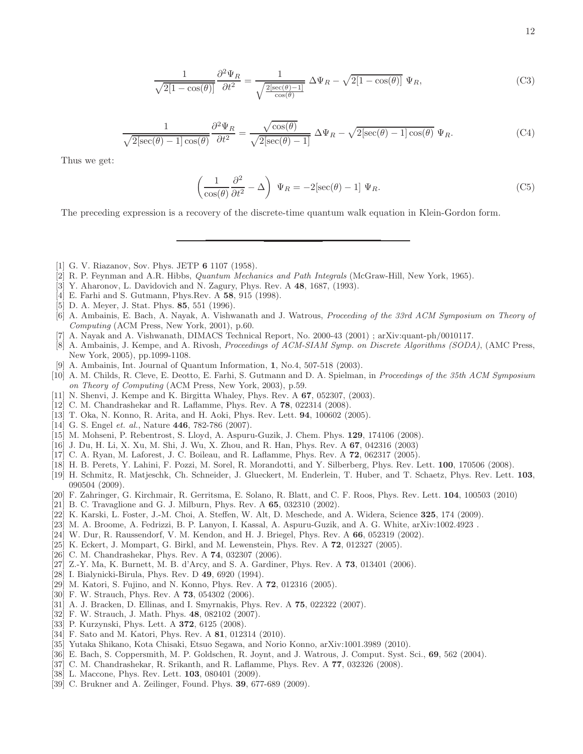$$\frac{1}{\sqrt{2[1-\cos(\theta)]}} \frac{\partial^2 \Psi_R}{\partial t^2} = \frac{1}{\sqrt{\frac{2[\sec(\theta)-1]}{\cos(\theta)}}} \; \Delta \Psi_R - \sqrt{2[1-\cos(\theta)]} \; \Psi_R, \tag{C3}$$

$$\frac{1}{\sqrt{2[\sec(\theta)-1]\cos(\theta)}} \frac{\partial^2 \Psi_R}{\partial t^2} = \frac{\sqrt{\cos(\theta)}}{\sqrt{2[\sec(\theta)-1]}} \; \Delta \Psi_R - \sqrt{2[\sec(\theta)-1]\cos(\theta)} \; \Psi_R. \tag{C4}$$

Thus we get:

$$\left( \frac{1}{\cos(\theta)} \frac{\partial^2}{\partial t^2} - \Delta \right) \; \Psi_R = -2[\sec(\theta) - 1] \; \Psi_R. \tag{C5}$$

The preceding expression is a recovery of the discrete-time quantum walk equation in Klein-Gordon form.

---

[1] G. V. Riazanov, Sov. Phys. JETP **6** 1107 (1958).
[2] R. P. Feynman and A.R. Hibbs, *Quantum Mechanics and Path Integrals* (McGraw-Hill, New York, 1965).
[3] Y. Aharonov, L. Davidovich and N. Zagury, Phys. Rev. A **48**, 1687, (1993).
[4] E. Farhi and S. Gutmann, Phys.Rev. A **58**, 915 (1998).
[5] D. A. Meyer, J. Stat. Phys. **85**, 551 (1996).
[6] A. Ambainis, E. Bach, A. Nayak, A. Vishwanath and J. Watrous, *Proceeding of the 33rd ACM Symposium on Theory of Computing* (ACM Press, New York, 2001), p.60.
[7] A. Nayak and A. Vishwanath, DIMACS Technical Report, No. 2000-43 (2001) ; arXiv:quant-ph/0010117.
[8] A. Ambainis, J. Kempe, and A. Rivosh, *Proceedings of ACM-SIAM Symp. on Discrete Algorithms (SODA)*, (AMC Press, New York, 2005), pp.1099-1108.
[9] A. Ambainis, Int. Journal of Quantum Information, **1**, No.4, 507-518 (2003).
[10] A. M. Childs, R. Cleve, E. Deotto, E. Farhi, S. Gutmann and D. A. Spielman, in *Proceedings of the 35th ACM Symposium on Theory of Computing* (ACM Press, New York, 2003), p.59.
[11] N. Shenvi, J. Kempe and K. Birgitta Whaley, Phys. Rev. A **67**, 052307, (2003).
[12] C. M. Chandrashekar and R. Laflamme, Phys. Rev. A **78**, 022314 (2008).
[13] T. Oka, N. Konno, R. Arita, and H. Aoki, Phys. Rev. Lett. **94**, 100602 (2005).
[14] G. S. Engel *et. al.*, Nature **446**, 782-786 (2007).
[15] M. Mohseni, P. Rebentrost, S. Lloyd, A. Aspuru-Guzik, J. Chem. Phys. **129**, 174106 (2008).
[16] J. Du, H. Li, X. Xu, M. Shi, J. Wu, X. Zhou, and R. Han, Phys. Rev. A **67**, 042316 (2003)
[17] C. A. Ryan, M. Laforest, J. C. Boileau, and R. Laflamme, Phys. Rev. A **72**, 062317 (2005).
[18] H. B. Perets, Y. Lahini, F. Pozzi, M. Sorel, R. Morandotti, and Y. Silberberg, Phys. Rev. Lett. **100**, 170506 (2008).
[19] H. Schmitz, R. Matjeschk, Ch. Schneider, J. Glueckert, M. Enderlein, T. Huber, and T. Schaetz, Phys. Rev. Lett. **103**, 090504 (2009).
[20] F. Zahringer, G. Kirchmair, R. Gerritsma, E. Solano, R. Blatt, and C. F. Roos, Phys. Rev. Lett. **104**, 100503 (2010)
[21] B. C. Travaglione and G. J. Milburn, Phys. Rev. A **65**, 032310 (2002).
[22] K. Karski, L. Foster, J.-M. Choi, A. Steffen, W. Alt, D. Meschede, and A. Widera, Science **325**, 174 (2009).
[23] M. A. Broome, A. Fedrizzi, B. P. Lanyon, I. Kassal, A. Aspuru-Guzik, and A. G. White, arXiv:1002.4923 .
[24] W. Dur, R. Raussendorf, V. M. Kendon, and H. J. Briegel, Phys. Rev. A **66**, 052319 (2002).
[25] K. Eckert, J. Mompart, G. Birkl, and M. Lewenstein, Phys. Rev. A **72**, 012327 (2005).
[26] C. M. Chandrashekar, Phys. Rev. A **74**, 032307 (2006).
[27] Z.-Y. Ma, K. Burnett, M. B. d'Arcy, and S. A. Gardiner, Phys. Rev. A **73**, 013401 (2006).
[28] I. Bialynicki-Birula, Phys. Rev. D **49**, 6920 (1994).
[29] M. Katori, S. Fujino, and N. Konno, Phys. Rev. A **72**, 012316 (2005).
[30] F. W. Strauch, Phys. Rev. A **73**, 054302 (2006).
[31] A. J. Bracken, D. Ellinas, and I. Smyrnakis, Phys. Rev. A **75**, 022322 (2007).
[32] F. W. Strauch, J. Math. Phys. **48**, 082102 (2007).
[33] P. Kurzynski, Phys. Lett. A **372**, 6125 (2008).
[34] F. Sato and M. Katori, Phys. Rev. A **81**, 012314 (2010).
[35] Yutaka Shikano, Kota Chisaki, Etsuo Segawa, and Norio Konno, arXiv:1001.3989 (2010).
[36] E. Bach, S. Coppersmith, M. P. Goldschen, R. Joynt, and J. Watrous, J. Comput. Syst. Sci., **69**, 562 (2004).
[37] C. M. Chandrashekar, R. Srikanth, and R. Laflamme, Phys. Rev. A **77**, 032326 (2008).
[38] L. Maccone, Phys. Rev. Lett. **103**, 080401 (2009).
[39] C. Brukner and A. Zeilinger, Found. Phys. **39**, 677-689 (2009).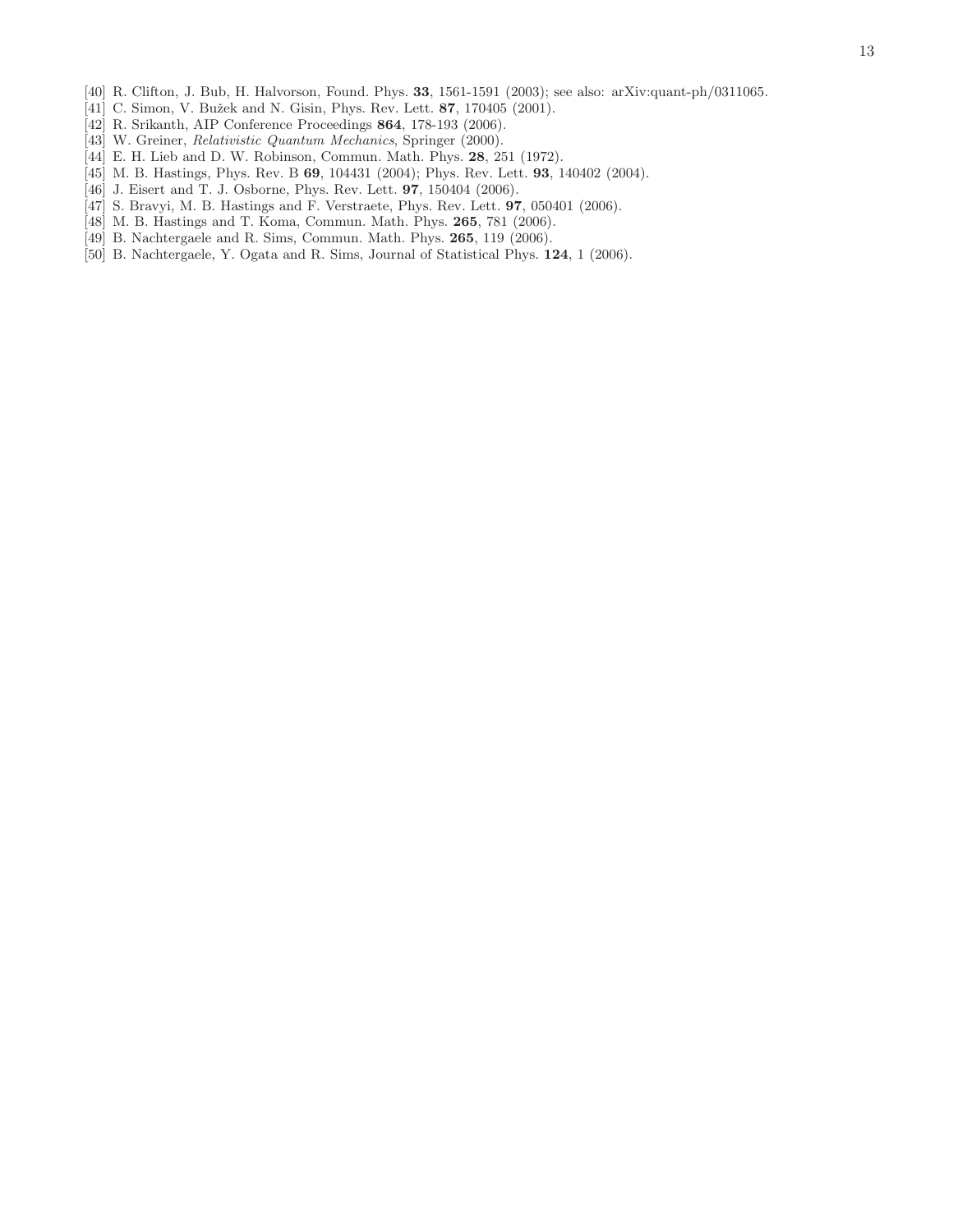[40] R. Clifton, J. Bub, H. Halvorson, Found. Phys. **33**, 1561-1591 (2003); see also: arXiv:quant-ph/0311065.  
[41] C. Simon, V. Bužek and N. Gisin, Phys. Rev. Lett. **87**, 170405 (2001).  
[42] R. Srikanth, AIP Conference Proceedings **864**, 178-193 (2006).  
[43] W. Greiner, *Relativistic Quantum Mechanics*, Springer (2000).  
[44] E. H. Lieb and D. W. Robinson, Commun. Math. Phys. **28**, 251 (1972).  
[45] M. B. Hastings, Phys. Rev. B **69**, 104431 (2004); Phys. Rev. Lett. **93**, 140402 (2004).  
[46] J. Eisert and T. J. Osborne, Phys. Rev. Lett. **97**, 150404 (2006).  
[47] S. Bravyi, M. B. Hastings and F. Verstraete, Phys. Rev. Lett. **97**, 050401 (2006).  
[48] M. B. Hastings and T. Koma, Commun. Math. Phys. **265**, 781 (2006).  
[49] B. Nachtergaele and R. Sims, Commun. Math. Phys. **265**, 119 (2006).  
[50] B. Nachtergaele, Y. Ogata and R. Sims, Journal of Statistical Phys. **124**, 1 (2006).